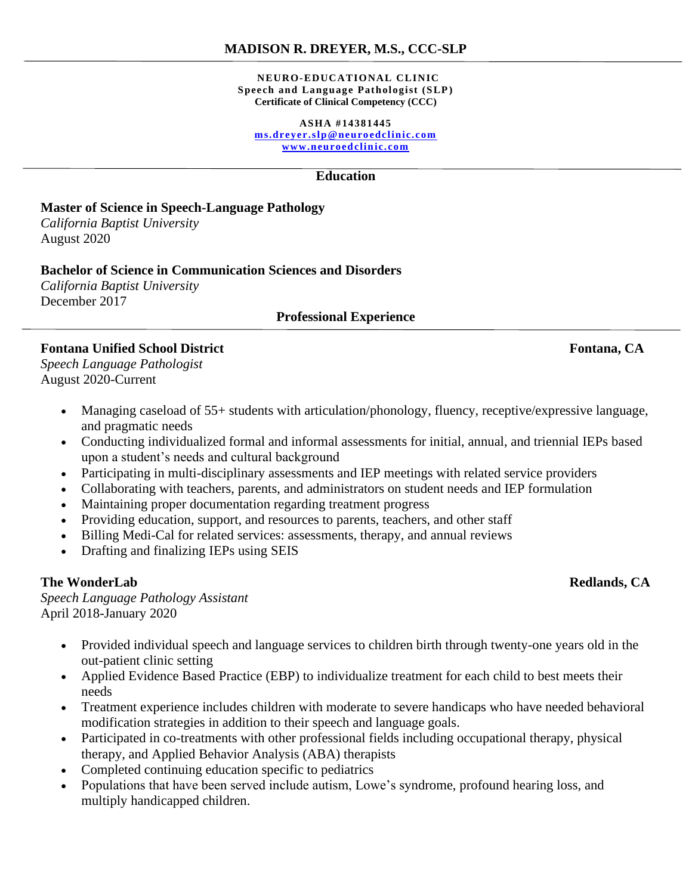# MADISON R. DREYER, M.S., CCC-SLP

**NEURO-EDUCATIONAL CLINIC**
**Speech and Language Pathologist (SLP)**
**Certificate of Clinical Competency (CCC)**

**ASHA #14381445**
**ms.dreyer.slp@neuroedclinic.com**
**www.neuroedclinic.com**

## Education

**Master of Science in Speech-Language Pathology**
*California Baptist University*
August 2020

**Bachelor of Science in Communication Sciences and Disorders**
*California Baptist University*
December 2017

## Professional Experience

**Fontana Unified School District** **Fontana, CA**
*Speech Language Pathologist*
August 2020-Current

- Managing caseload of 55+ students with articulation/phonology, fluency, receptive/expressive language, and pragmatic needs
- Conducting individualized formal and informal assessments for initial, annual, and triennial IEPs based upon a student's needs and cultural background
- Participating in multi-disciplinary assessments and IEP meetings with related service providers
- Collaborating with teachers, parents, and administrators on student needs and IEP formulation
- Maintaining proper documentation regarding treatment progress
- Providing education, support, and resources to parents, teachers, and other staff
- Billing Medi-Cal for related services: assessments, therapy, and annual reviews
- Drafting and finalizing IEPs using SEIS

**The WonderLab** **Redlands, CA**
*Speech Language Pathology Assistant*
April 2018-January 2020

- Provided individual speech and language services to children birth through twenty-one years old in the out-patient clinic setting
- Applied Evidence Based Practice (EBP) to individualize treatment for each child to best meets their needs
- Treatment experience includes children with moderate to severe handicaps who have needed behavioral modification strategies in addition to their speech and language goals.
- Participated in co-treatments with other professional fields including occupational therapy, physical therapy, and Applied Behavior Analysis (ABA) therapists
- Completed continuing education specific to pediatrics
- Populations that have been served include autism, Lowe's syndrome, profound hearing loss, and multiply handicapped children.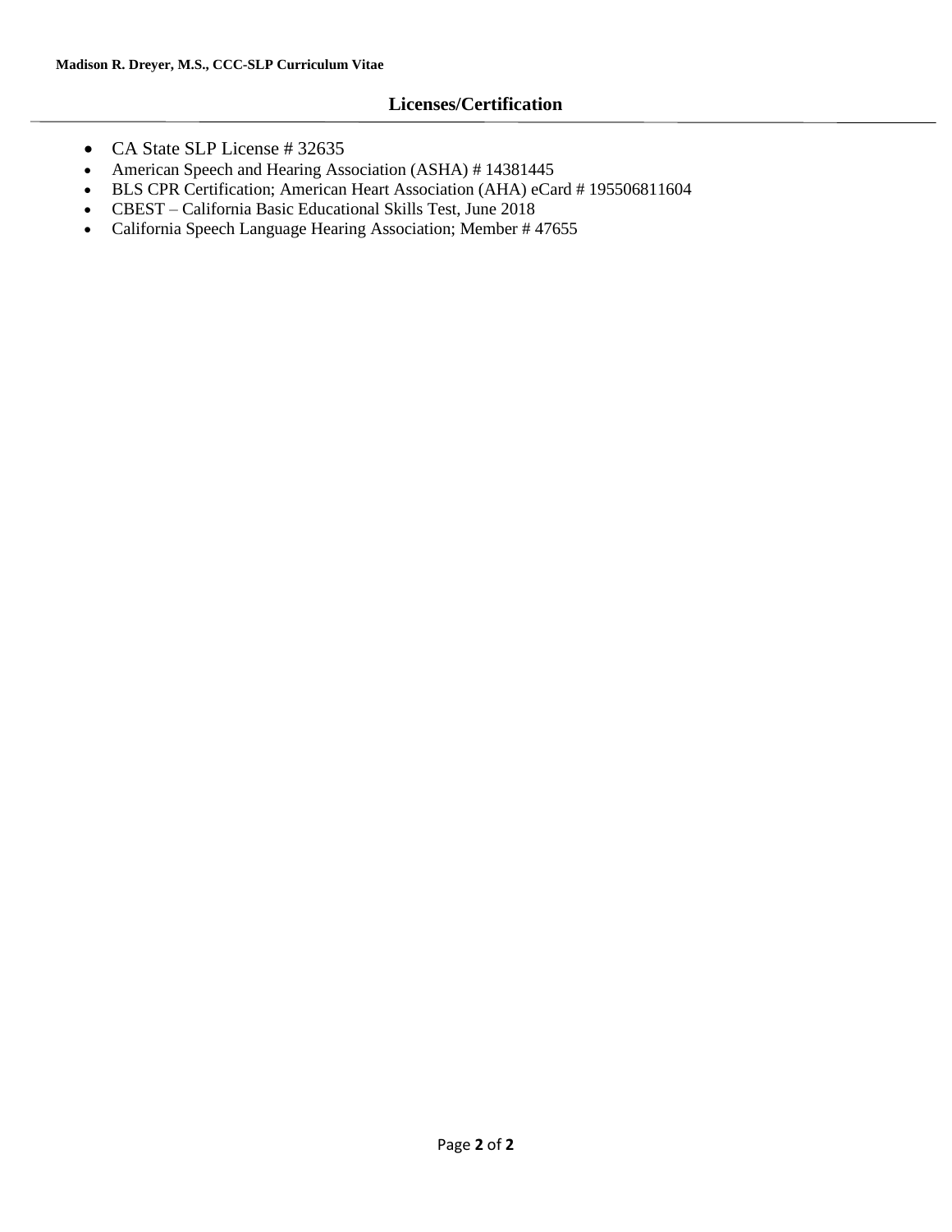## Licenses/Certification

- CA State SLP License # 32635
- American Speech and Hearing Association (ASHA) # 14381445
- BLS CPR Certification; American Heart Association (AHA) eCard # 195506811604
- CBEST – California Basic Educational Skills Test, June 2018
- California Speech Language Hearing Association; Member # 47655